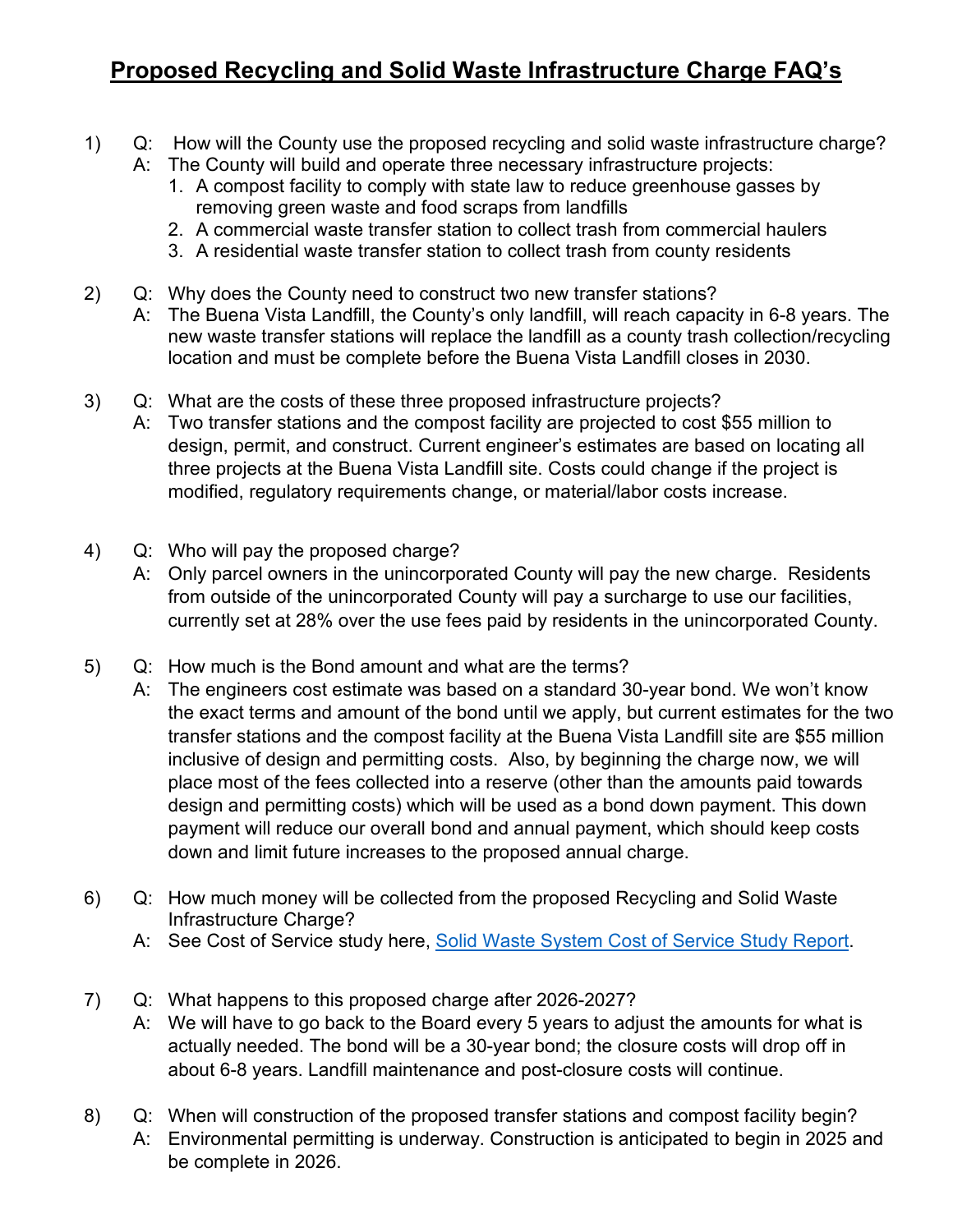# Proposed Recycling and Solid Waste Infrastructure Charge FAQ's

1) Q: How will the County use the proposed recycling and solid waste infrastructure charge?

   A: The County will build and operate three necessary infrastructure projects:
   1. A compost facility to comply with state law to reduce greenhouse gasses by removing green waste and food scraps from landfills
   2. A commercial waste transfer station to collect trash from commercial haulers
   3. A residential waste transfer station to collect trash from county residents

2) Q: Why does the County need to construct two new transfer stations?

   A: The Buena Vista Landfill, the County's only landfill, will reach capacity in 6-8 years. The new waste transfer stations will replace the landfill as a county trash collection/recycling location and must be complete before the Buena Vista Landfill closes in 2030.

3) Q: What are the costs of these three proposed infrastructure projects?

   A: Two transfer stations and the compost facility are projected to cost $55 million to design, permit, and construct. Current engineer's estimates are based on locating all three projects at the Buena Vista Landfill site. Costs could change if the project is modified, regulatory requirements change, or material/labor costs increase.

4) Q: Who will pay the proposed charge?

   A: Only parcel owners in the unincorporated County will pay the new charge. Residents from outside of the unincorporated County will pay a surcharge to use our facilities, currently set at 28% over the use fees paid by residents in the unincorporated County.

5) Q: How much is the Bond amount and what are the terms?

   A: The engineers cost estimate was based on a standard 30-year bond. We won't know the exact terms and amount of the bond until we apply, but current estimates for the two transfer stations and the compost facility at the Buena Vista Landfill site are $55 million inclusive of design and permitting costs. Also, by beginning the charge now, we will place most of the fees collected into a reserve (other than the amounts paid towards design and permitting costs) which will be used as a bond down payment. This down payment will reduce our overall bond and annual payment, which should keep costs down and limit future increases to the proposed annual charge.

6) Q: How much money will be collected from the proposed Recycling and Solid Waste Infrastructure Charge?

   A: See Cost of Service study here, Solid Waste System Cost of Service Study Report.

7) Q: What happens to this proposed charge after 2026-2027?

   A: We will have to go back to the Board every 5 years to adjust the amounts for what is actually needed. The bond will be a 30-year bond; the closure costs will drop off in about 6-8 years. Landfill maintenance and post-closure costs will continue.

8) Q: When will construction of the proposed transfer stations and compost facility begin?

   A: Environmental permitting is underway. Construction is anticipated to begin in 2025 and be complete in 2026.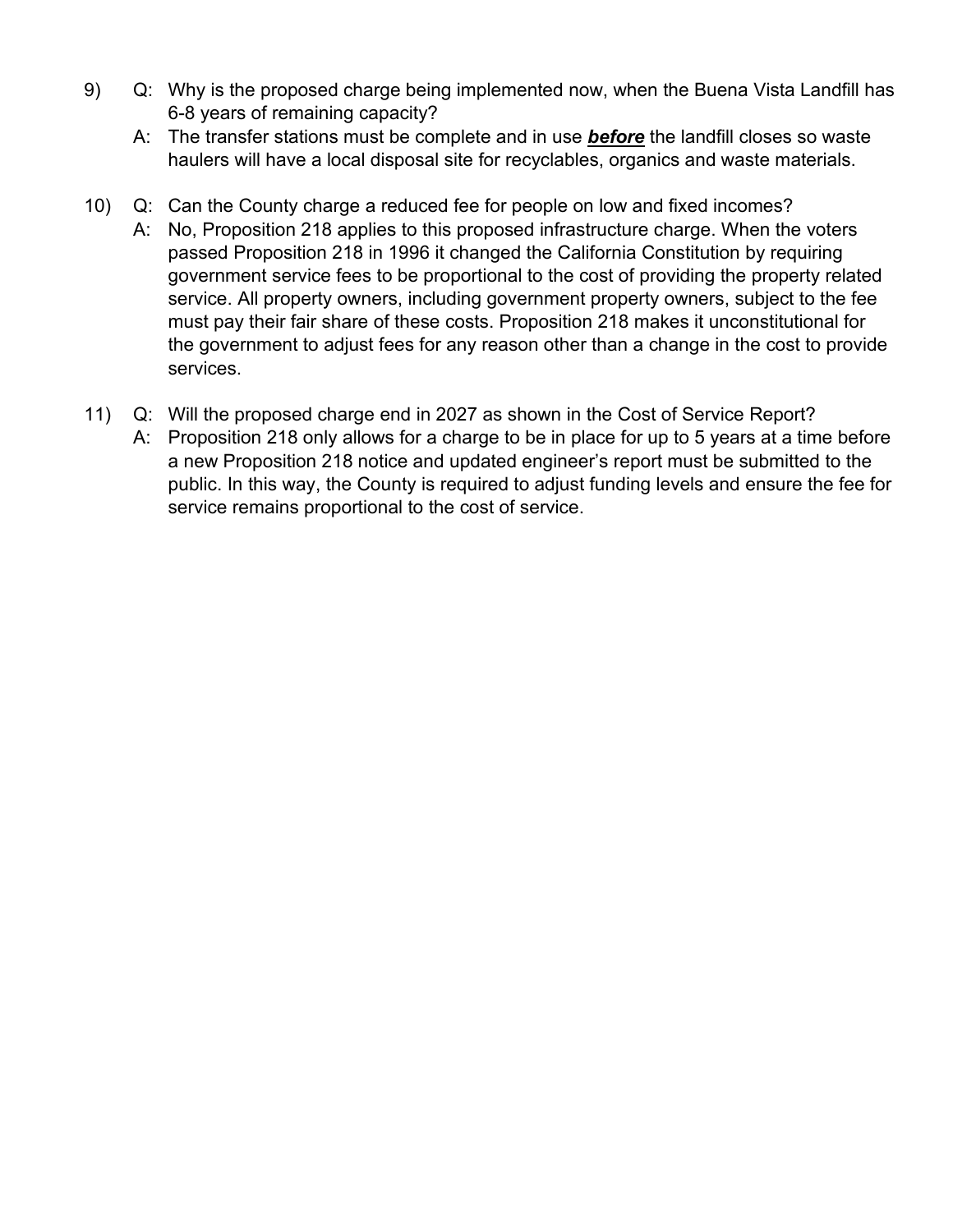9) Q: Why is the proposed charge being implemented now, when the Buena Vista Landfill has 6-8 years of remaining capacity?

   A: The transfer stations must be complete and in use ***before*** the landfill closes so waste haulers will have a local disposal site for recyclables, organics and waste materials.

10) Q: Can the County charge a reduced fee for people on low and fixed incomes?

    A: No, Proposition 218 applies to this proposed infrastructure charge. When the voters passed Proposition 218 in 1996 it changed the California Constitution by requiring government service fees to be proportional to the cost of providing the property related service. All property owners, including government property owners, subject to the fee must pay their fair share of these costs. Proposition 218 makes it unconstitutional for the government to adjust fees for any reason other than a change in the cost to provide services.

11) Q: Will the proposed charge end in 2027 as shown in the Cost of Service Report?

    A: Proposition 218 only allows for a charge to be in place for up to 5 years at a time before a new Proposition 218 notice and updated engineer's report must be submitted to the public. In this way, the County is required to adjust funding levels and ensure the fee for service remains proportional to the cost of service.